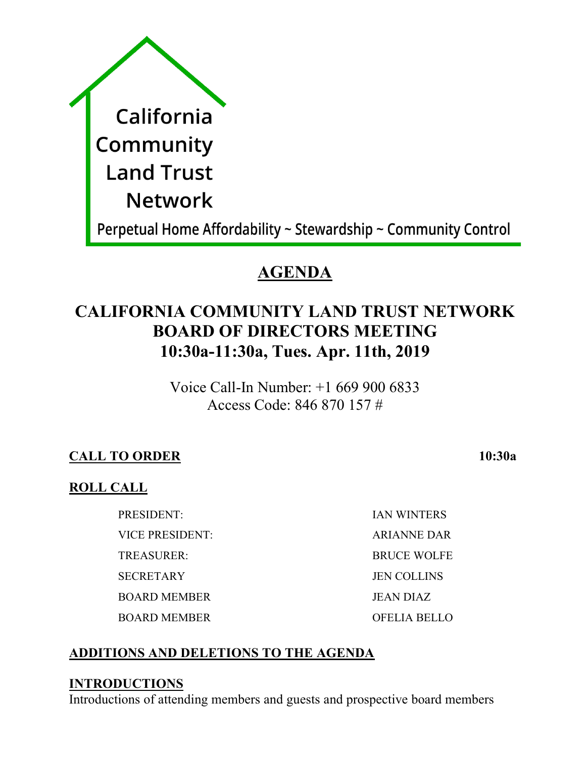California Community Land Trust Network

Perpetual Home Affordability ~ Stewardship ~ Community Control

# AGENDA

## CALIFORNIA COMMUNITY LAND TRUST NETWORK BOARD OF DIRECTORS MEETING 10:30a-11:30a, Tues. Apr. 11th, 2019

Voice Call-In Number: +1 669 900 6833
Access Code: 846 870 157 #

**CALL TO ORDER** **10:30a**

**ROLL CALL**

| | |
|---|---|
| PRESIDENT: | IAN WINTERS |
| VICE PRESIDENT: | ARIANNE DAR |
| TREASURER: | BRUCE WOLFE |
| SECRETARY | JEN COLLINS |
| BOARD MEMBER | JEAN DIAZ |
| BOARD MEMBER | OFELIA BELLO |

**ADDITIONS AND DELETIONS TO THE AGENDA**

**INTRODUCTIONS**

Introductions of attending members and guests and prospective board members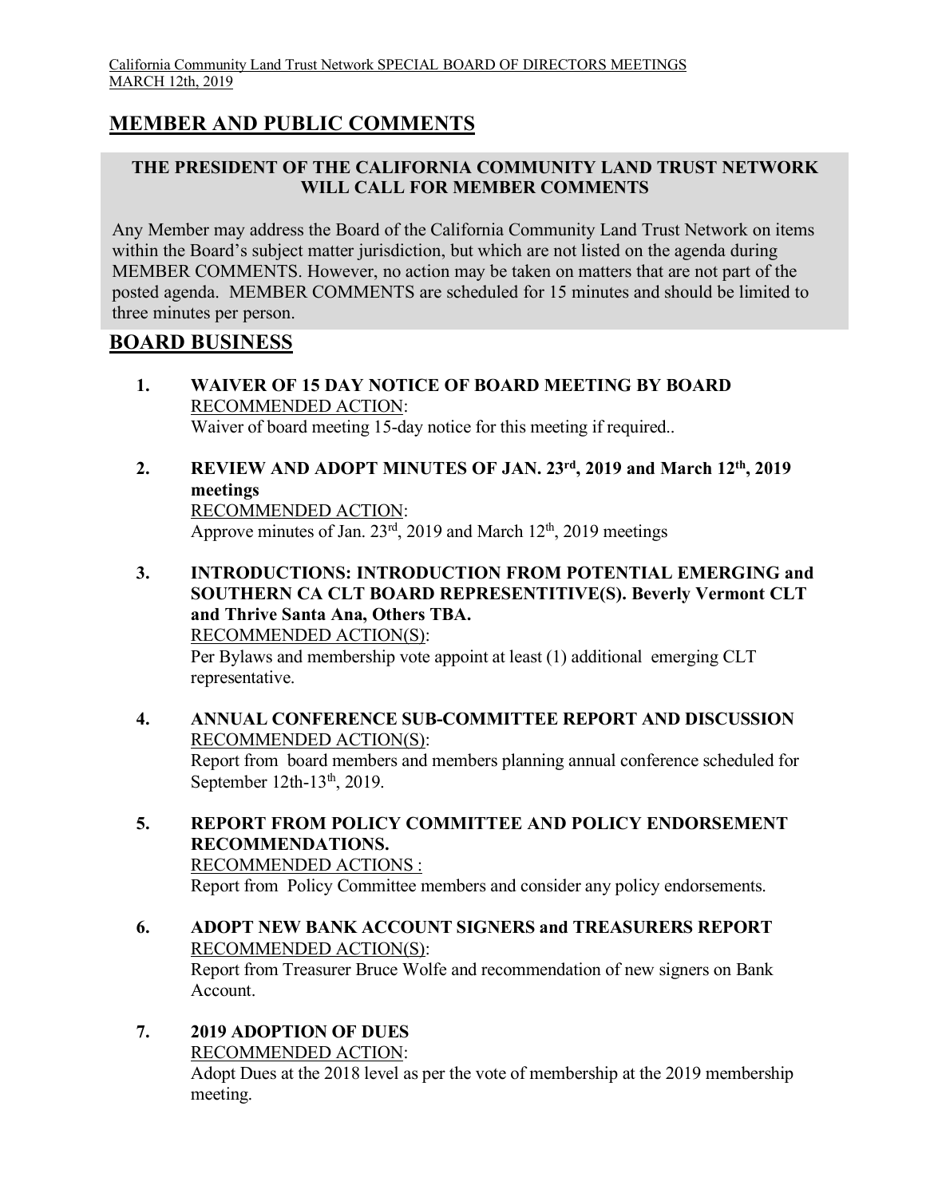## MEMBER AND PUBLIC COMMENTS

**THE PRESIDENT OF THE CALIFORNIA COMMUNITY LAND TRUST NETWORK WILL CALL FOR MEMBER COMMENTS**

Any Member may address the Board of the California Community Land Trust Network on items within the Board's subject matter jurisdiction, but which are not listed on the agenda during MEMBER COMMENTS. However, no action may be taken on matters that are not part of the posted agenda. MEMBER COMMENTS are scheduled for 15 minutes and should be limited to three minutes per person.

## BOARD BUSINESS

1. **WAIVER OF 15 DAY NOTICE OF BOARD MEETING BY BOARD**
   RECOMMENDED ACTION:
   Waiver of board meeting 15-day notice for this meeting if required..

2. **REVIEW AND ADOPT MINUTES OF JAN. 23rd, 2019 and March 12th, 2019 meetings**
   RECOMMENDED ACTION:
   Approve minutes of Jan. 23rd, 2019 and March 12th, 2019 meetings

3. **INTRODUCTIONS: INTRODUCTION FROM POTENTIAL EMERGING and SOUTHERN CA CLT BOARD REPRESENTITIVE(S). Beverly Vermont CLT and Thrive Santa Ana, Others TBA.**
   RECOMMENDED ACTION(S):
   Per Bylaws and membership vote appoint at least (1) additional emerging CLT representative.

4. **ANNUAL CONFERENCE SUB-COMMITTEE REPORT AND DISCUSSION**
   RECOMMENDED ACTION(S):
   Report from board members and members planning annual conference scheduled for September 12th-13th, 2019.

5. **REPORT FROM POLICY COMMITTEE AND POLICY ENDORSEMENT RECOMMENDATIONS.**
   RECOMMENDED ACTIONS :
   Report from Policy Committee members and consider any policy endorsements.

6. **ADOPT NEW BANK ACCOUNT SIGNERS and TREASURERS REPORT**
   RECOMMENDED ACTION(S):
   Report from Treasurer Bruce Wolfe and recommendation of new signers on Bank Account.

7. **2019 ADOPTION OF DUES**
   RECOMMENDED ACTION:
   Adopt Dues at the 2018 level as per the vote of membership at the 2019 membership meeting.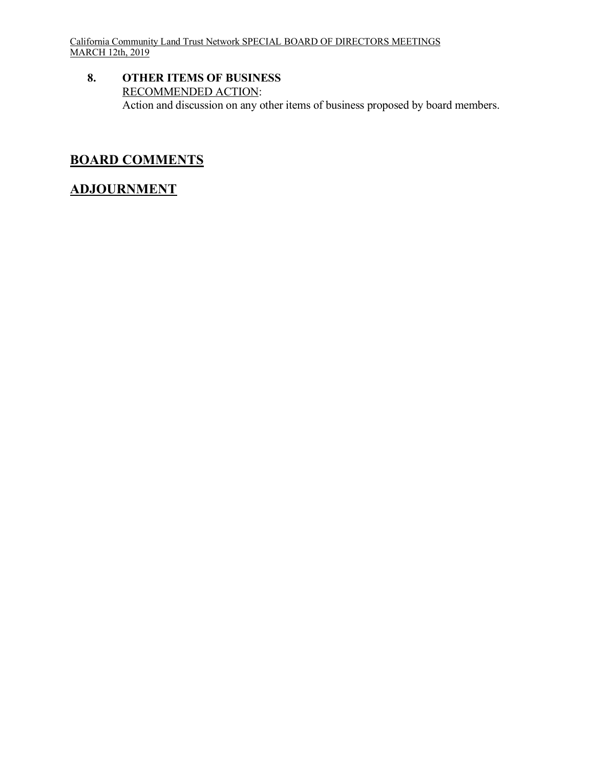**8. OTHER ITEMS OF BUSINESS**

RECOMMENDED ACTION:

Action and discussion on any other items of business proposed by board members.

## BOARD COMMENTS

## ADJOURNMENT